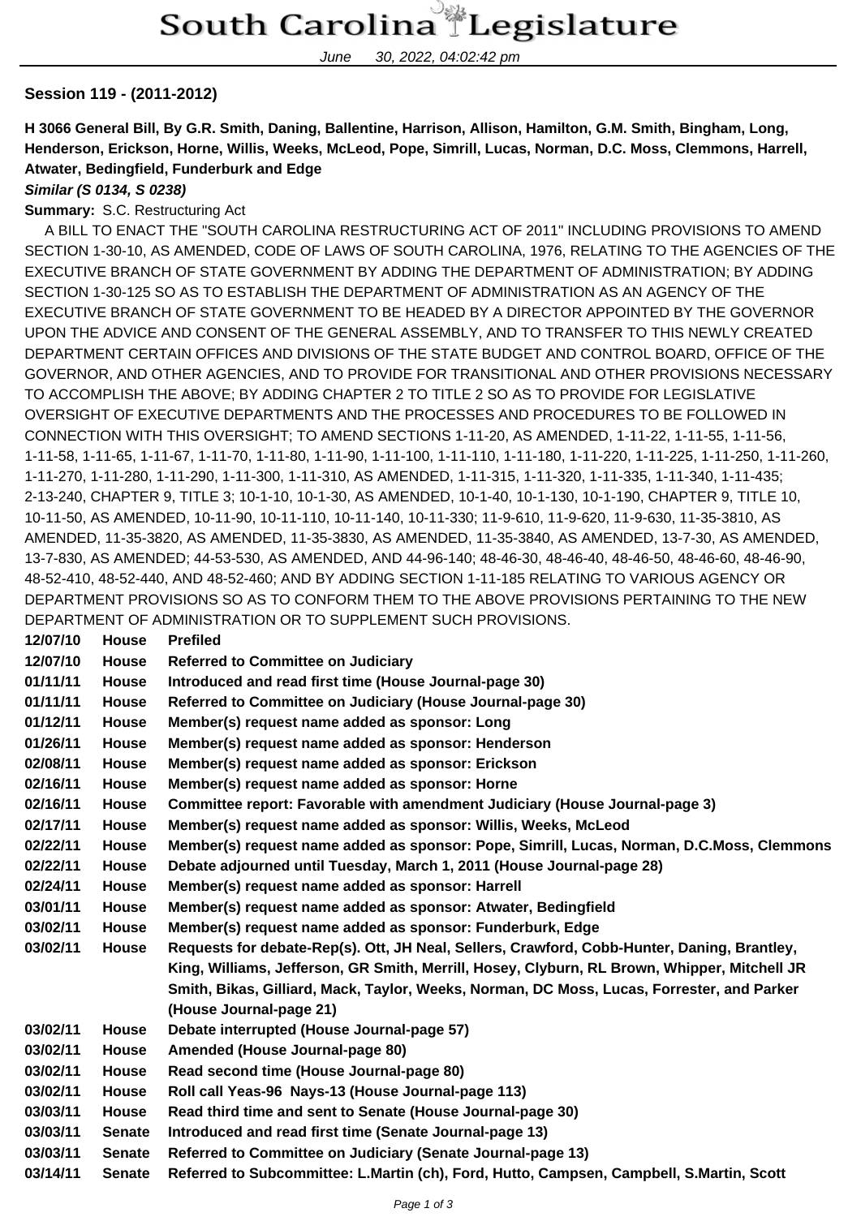# South Carolina Legislature

June 30, 2022, 04:02:42 pm

**Session 119 - (2011-2012)**

**H 3066 General Bill, By G.R. Smith, Daning, Ballentine, Harrison, Allison, Hamilton, G.M. Smith, Bingham, Long, Henderson, Erickson, Horne, Willis, Weeks, McLeod, Pope, Simrill, Lucas, Norman, D.C. Moss, Clemmons, Harrell, Atwater, Bedingfield, Funderburk and Edge**

***Similar (S 0134, S 0238)***

**Summary:** S.C. Restructuring Act

A BILL TO ENACT THE "SOUTH CAROLINA RESTRUCTURING ACT OF 2011" INCLUDING PROVISIONS TO AMEND SECTION 1-30-10, AS AMENDED, CODE OF LAWS OF SOUTH CAROLINA, 1976, RELATING TO THE AGENCIES OF THE EXECUTIVE BRANCH OF STATE GOVERNMENT BY ADDING THE DEPARTMENT OF ADMINISTRATION; BY ADDING SECTION 1-30-125 SO AS TO ESTABLISH THE DEPARTMENT OF ADMINISTRATION AS AN AGENCY OF THE EXECUTIVE BRANCH OF STATE GOVERNMENT TO BE HEADED BY A DIRECTOR APPOINTED BY THE GOVERNOR UPON THE ADVICE AND CONSENT OF THE GENERAL ASSEMBLY, AND TO TRANSFER TO THIS NEWLY CREATED DEPARTMENT CERTAIN OFFICES AND DIVISIONS OF THE STATE BUDGET AND CONTROL BOARD, OFFICE OF THE GOVERNOR, AND OTHER AGENCIES, AND TO PROVIDE FOR TRANSITIONAL AND OTHER PROVISIONS NECESSARY TO ACCOMPLISH THE ABOVE; BY ADDING CHAPTER 2 TO TITLE 2 SO AS TO PROVIDE FOR LEGISLATIVE OVERSIGHT OF EXECUTIVE DEPARTMENTS AND THE PROCESSES AND PROCEDURES TO BE FOLLOWED IN CONNECTION WITH THIS OVERSIGHT; TO AMEND SECTIONS 1-11-20, AS AMENDED, 1-11-22, 1-11-55, 1-11-56, 1-11-58, 1-11-65, 1-11-67, 1-11-70, 1-11-80, 1-11-90, 1-11-100, 1-11-110, 1-11-180, 1-11-220, 1-11-225, 1-11-250, 1-11-260, 1-11-270, 1-11-280, 1-11-290, 1-11-300, 1-11-310, AS AMENDED, 1-11-315, 1-11-320, 1-11-335, 1-11-340, 1-11-435; 2-13-240, CHAPTER 9, TITLE 3; 10-1-10, 10-1-30, AS AMENDED, 10-1-40, 10-1-130, 10-1-190, CHAPTER 9, TITLE 10, 10-11-50, AS AMENDED, 10-11-90, 10-11-110, 10-11-140, 10-11-330; 11-9-610, 11-9-620, 11-9-630, 11-35-3810, AS AMENDED, 11-35-3820, AS AMENDED, 11-35-3830, AS AMENDED, 11-35-3840, AS AMENDED, 13-7-30, AS AMENDED, 13-7-830, AS AMENDED; 44-53-530, AS AMENDED, AND 44-96-140; 48-46-30, 48-46-40, 48-46-50, 48-46-60, 48-46-90, 48-52-410, 48-52-440, AND 48-52-460; AND BY ADDING SECTION 1-11-185 RELATING TO VARIOUS AGENCY OR DEPARTMENT PROVISIONS SO AS TO CONFORM THEM TO THE ABOVE PROVISIONS PERTAINING TO THE NEW DEPARTMENT OF ADMINISTRATION OR TO SUPPLEMENT SUCH PROVISIONS.

| | | |
|---|---|---|
| **12/07/10** | **House** | **Prefiled** |
| **12/07/10** | **House** | **Referred to Committee on Judiciary** |
| **01/11/11** | **House** | **Introduced and read first time (House Journal-page 30)** |
| **01/11/11** | **House** | **Referred to Committee on Judiciary (House Journal-page 30)** |
| **01/12/11** | **House** | **Member(s) request name added as sponsor: Long** |
| **01/26/11** | **House** | **Member(s) request name added as sponsor: Henderson** |
| **02/08/11** | **House** | **Member(s) request name added as sponsor: Erickson** |
| **02/16/11** | **House** | **Member(s) request name added as sponsor: Horne** |
| **02/16/11** | **House** | **Committee report: Favorable with amendment Judiciary (House Journal-page 3)** |
| **02/17/11** | **House** | **Member(s) request name added as sponsor: Willis, Weeks, McLeod** |
| **02/22/11** | **House** | **Member(s) request name added as sponsor: Pope, Simrill, Lucas, Norman, D.C.Moss, Clemmons** |
| **02/22/11** | **House** | **Debate adjourned until Tuesday, March 1, 2011 (House Journal-page 28)** |
| **02/24/11** | **House** | **Member(s) request name added as sponsor: Harrell** |
| **03/01/11** | **House** | **Member(s) request name added as sponsor: Atwater, Bedingfield** |
| **03/02/11** | **House** | **Member(s) request name added as sponsor: Funderburk, Edge** |
| **03/02/11** | **House** | **Requests for debate-Rep(s). Ott, JH Neal, Sellers, Crawford, Cobb-Hunter, Daning, Brantley, King, Williams, Jefferson, GR Smith, Merrill, Hosey, Clyburn, RL Brown, Whipper, Mitchell JR Smith, Bikas, Gilliard, Mack, Taylor, Weeks, Norman, DC Moss, Lucas, Forrester, and Parker (House Journal-page 21)** |
| **03/02/11** | **House** | **Debate interrupted (House Journal-page 57)** |
| **03/02/11** | **House** | **Amended (House Journal-page 80)** |
| **03/02/11** | **House** | **Read second time (House Journal-page 80)** |
| **03/02/11** | **House** | **Roll call Yeas-96 Nays-13 (House Journal-page 113)** |
| **03/03/11** | **House** | **Read third time and sent to Senate (House Journal-page 30)** |
| **03/03/11** | **Senate** | **Introduced and read first time (Senate Journal-page 13)** |
| **03/03/11** | **Senate** | **Referred to Committee on Judiciary (Senate Journal-page 13)** |
| **03/14/11** | **Senate** | **Referred to Subcommittee: L.Martin (ch), Ford, Hutto, Campsen, Campbell, S.Martin, Scott** |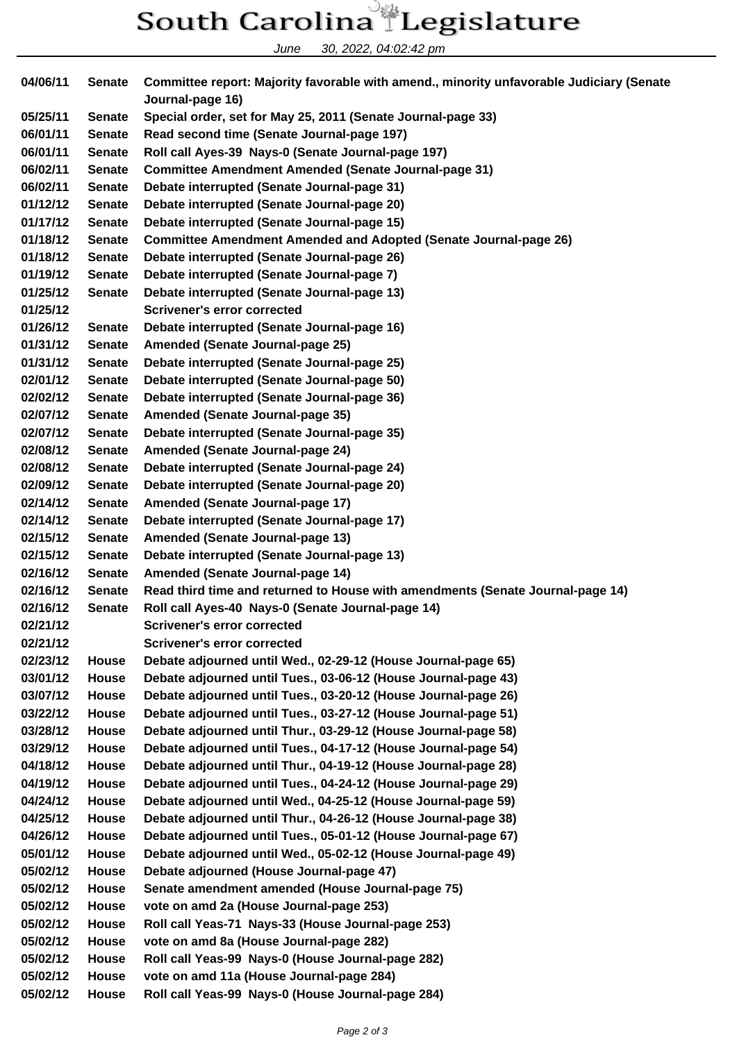| | | |
|---|---|---|
| 04/06/11 | Senate | Committee report: Majority favorable with amend., minority unfavorable Judiciary (Senate Journal-page 16) |
| 05/25/11 | Senate | Special order, set for May 25, 2011 (Senate Journal-page 33) |
| 06/01/11 | Senate | Read second time (Senate Journal-page 197) |
| 06/01/11 | Senate | Roll call Ayes-39 Nays-0 (Senate Journal-page 197) |
| 06/02/11 | Senate | Committee Amendment Amended (Senate Journal-page 31) |
| 06/02/11 | Senate | Debate interrupted (Senate Journal-page 31) |
| 01/12/12 | Senate | Debate interrupted (Senate Journal-page 20) |
| 01/17/12 | Senate | Debate interrupted (Senate Journal-page 15) |
| 01/18/12 | Senate | Committee Amendment Amended and Adopted (Senate Journal-page 26) |
| 01/18/12 | Senate | Debate interrupted (Senate Journal-page 26) |
| 01/19/12 | Senate | Debate interrupted (Senate Journal-page 7) |
| 01/25/12 | Senate | Debate interrupted (Senate Journal-page 13) |
| 01/25/12 | | Scrivener's error corrected |
| 01/26/12 | Senate | Debate interrupted (Senate Journal-page 16) |
| 01/31/12 | Senate | Amended (Senate Journal-page 25) |
| 01/31/12 | Senate | Debate interrupted (Senate Journal-page 25) |
| 02/01/12 | Senate | Debate interrupted (Senate Journal-page 50) |
| 02/02/12 | Senate | Debate interrupted (Senate Journal-page 36) |
| 02/07/12 | Senate | Amended (Senate Journal-page 35) |
| 02/07/12 | Senate | Debate interrupted (Senate Journal-page 35) |
| 02/08/12 | Senate | Amended (Senate Journal-page 24) |
| 02/08/12 | Senate | Debate interrupted (Senate Journal-page 24) |
| 02/09/12 | Senate | Debate interrupted (Senate Journal-page 20) |
| 02/14/12 | Senate | Amended (Senate Journal-page 17) |
| 02/14/12 | Senate | Debate interrupted (Senate Journal-page 17) |
| 02/15/12 | Senate | Amended (Senate Journal-page 13) |
| 02/15/12 | Senate | Debate interrupted (Senate Journal-page 13) |
| 02/16/12 | Senate | Amended (Senate Journal-page 14) |
| 02/16/12 | Senate | Read third time and returned to House with amendments (Senate Journal-page 14) |
| 02/16/12 | Senate | Roll call Ayes-40 Nays-0 (Senate Journal-page 14) |
| 02/21/12 | | Scrivener's error corrected |
| 02/21/12 | | Scrivener's error corrected |
| 02/23/12 | House | Debate adjourned until Wed., 02-29-12 (House Journal-page 65) |
| 03/01/12 | House | Debate adjourned until Tues., 03-06-12 (House Journal-page 43) |
| 03/07/12 | House | Debate adjourned until Tues., 03-20-12 (House Journal-page 26) |
| 03/22/12 | House | Debate adjourned until Tues., 03-27-12 (House Journal-page 51) |
| 03/28/12 | House | Debate adjourned until Thur., 03-29-12 (House Journal-page 58) |
| 03/29/12 | House | Debate adjourned until Tues., 04-17-12 (House Journal-page 54) |
| 04/18/12 | House | Debate adjourned until Thur., 04-19-12 (House Journal-page 28) |
| 04/19/12 | House | Debate adjourned until Tues., 04-24-12 (House Journal-page 29) |
| 04/24/12 | House | Debate adjourned until Wed., 04-25-12 (House Journal-page 59) |
| 04/25/12 | House | Debate adjourned until Thur., 04-26-12 (House Journal-page 38) |
| 04/26/12 | House | Debate adjourned until Tues., 05-01-12 (House Journal-page 67) |
| 05/01/12 | House | Debate adjourned until Wed., 05-02-12 (House Journal-page 49) |
| 05/02/12 | House | Debate adjourned (House Journal-page 47) |
| 05/02/12 | House | Senate amendment amended (House Journal-page 75) |
| 05/02/12 | House | vote on amd 2a (House Journal-page 253) |
| 05/02/12 | House | Roll call Yeas-71 Nays-33 (House Journal-page 253) |
| 05/02/12 | House | vote on amd 8a (House Journal-page 282) |
| 05/02/12 | House | Roll call Yeas-99 Nays-0 (House Journal-page 282) |
| 05/02/12 | House | vote on amd 11a (House Journal-page 284) |
| 05/02/12 | House | Roll call Yeas-99 Nays-0 (House Journal-page 284) |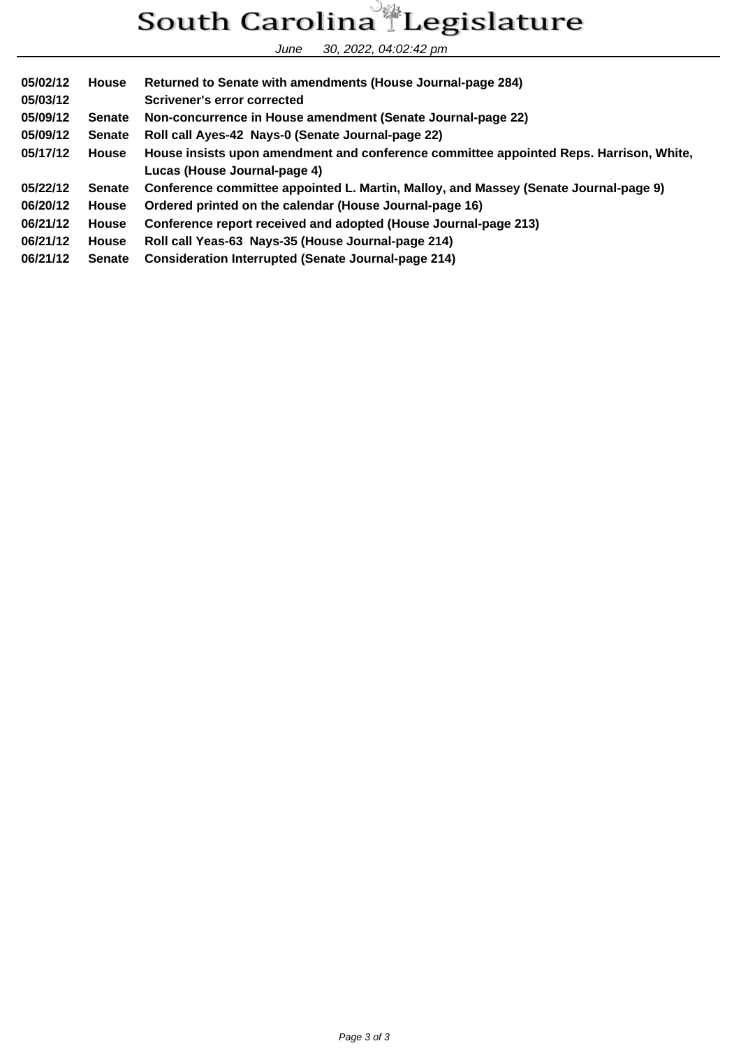| | | |
|---|---|---|
| **05/02/12** | **House** | **Returned to Senate with amendments (House Journal-page 284)** |
| **05/03/12** | | **Scrivener's error corrected** |
| **05/09/12** | **Senate** | **Non-concurrence in House amendment (Senate Journal-page 22)** |
| **05/09/12** | **Senate** | **Roll call Ayes-42 Nays-0 (Senate Journal-page 22)** |
| **05/17/12** | **House** | **House insists upon amendment and conference committee appointed Reps. Harrison, White, Lucas (House Journal-page 4)** |
| **05/22/12** | **Senate** | **Conference committee appointed L. Martin, Malloy, and Massey (Senate Journal-page 9)** |
| **06/20/12** | **House** | **Ordered printed on the calendar (House Journal-page 16)** |
| **06/21/12** | **House** | **Conference report received and adopted (House Journal-page 213)** |
| **06/21/12** | **House** | **Roll call Yeas-63 Nays-35 (House Journal-page 214)** |
| **06/21/12** | **Senate** | **Consideration Interrupted (Senate Journal-page 214)** |